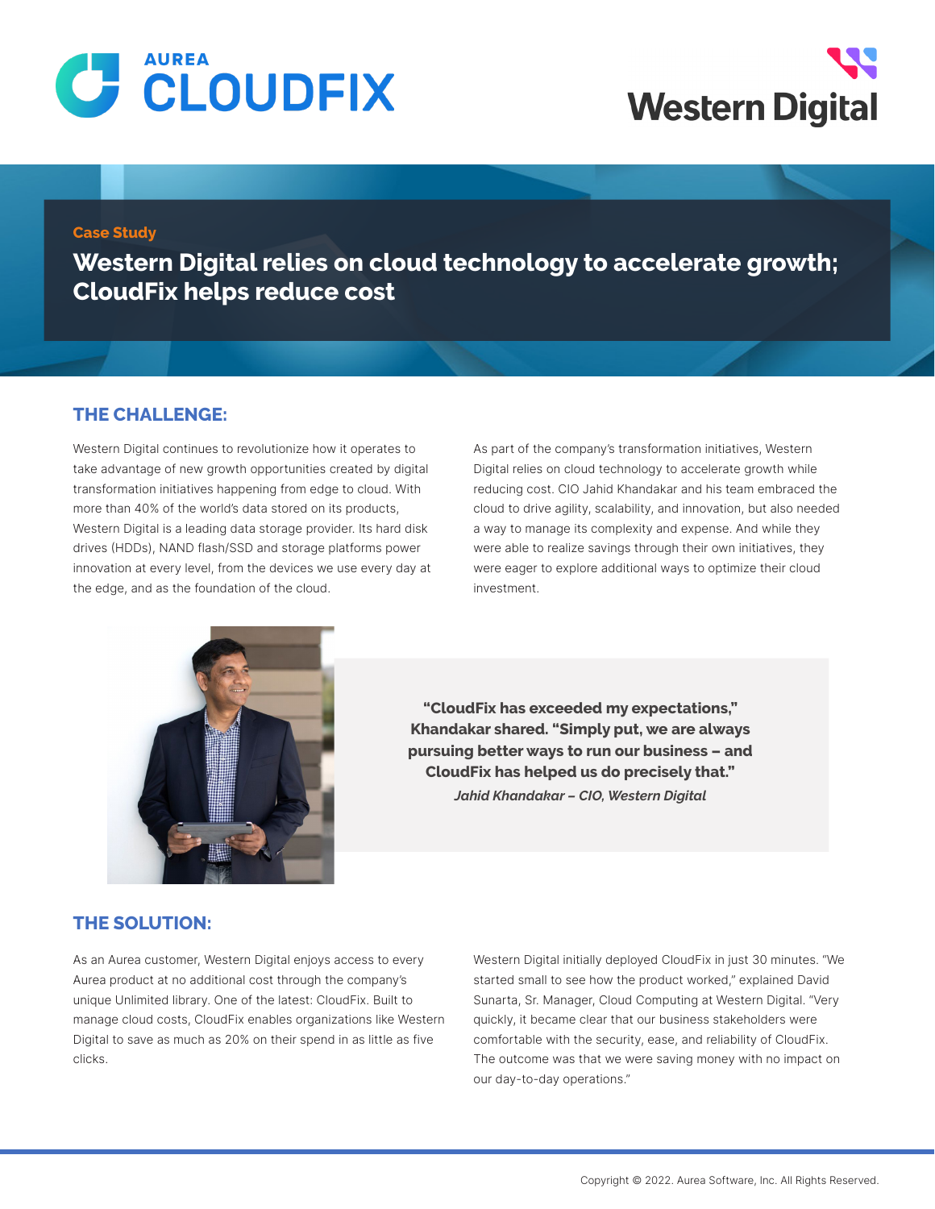Case Study

# Western Digital relies on cloud technology to accelerate growth; CloudFix helps reduce cost

## THE CHALLENGE:

Western Digital continues to revolutionize how it operates to take advantage of new growth opportunities created by digital transformation initiatives happening from edge to cloud. With more than 40% of the world's data stored on its products, Western Digital is a leading data storage provider. Its hard disk drives (HDDs), NAND flash/SSD and storage platforms power innovation at every level, from the devices we use every day at the edge, and as the foundation of the cloud.

As part of the company's transformation initiatives, Western Digital relies on cloud technology to accelerate growth while reducing cost. CIO Jahid Khandakar and his team embraced the cloud to drive agility, scalability, and innovation, but also needed a way to manage its complexity and expense. And while they were able to realize savings through their own initiatives, they were eager to explore additional ways to optimize their cloud investment.

> **"CloudFix has exceeded my expectations," Khandakar shared. "Simply put, we are always pursuing better ways to run our business – and CloudFix has helped us do precisely that."**
>
> *Jahid Khandakar – CIO, Western Digital*

## THE SOLUTION:

As an Aurea customer, Western Digital enjoys access to every Aurea product at no additional cost through the company's unique Unlimited library. One of the latest: CloudFix. Built to manage cloud costs, CloudFix enables organizations like Western Digital to save as much as 20% on their spend in as little as five clicks.

Western Digital initially deployed CloudFix in just 30 minutes. "We started small to see how the product worked," explained David Sunarta, Sr. Manager, Cloud Computing at Western Digital. "Very quickly, it became clear that our business stakeholders were comfortable with the security, ease, and reliability of CloudFix. The outcome was that we were saving money with no impact on our day-to-day operations."

Copyright © 2022. Aurea Software, Inc. All Rights Reserved.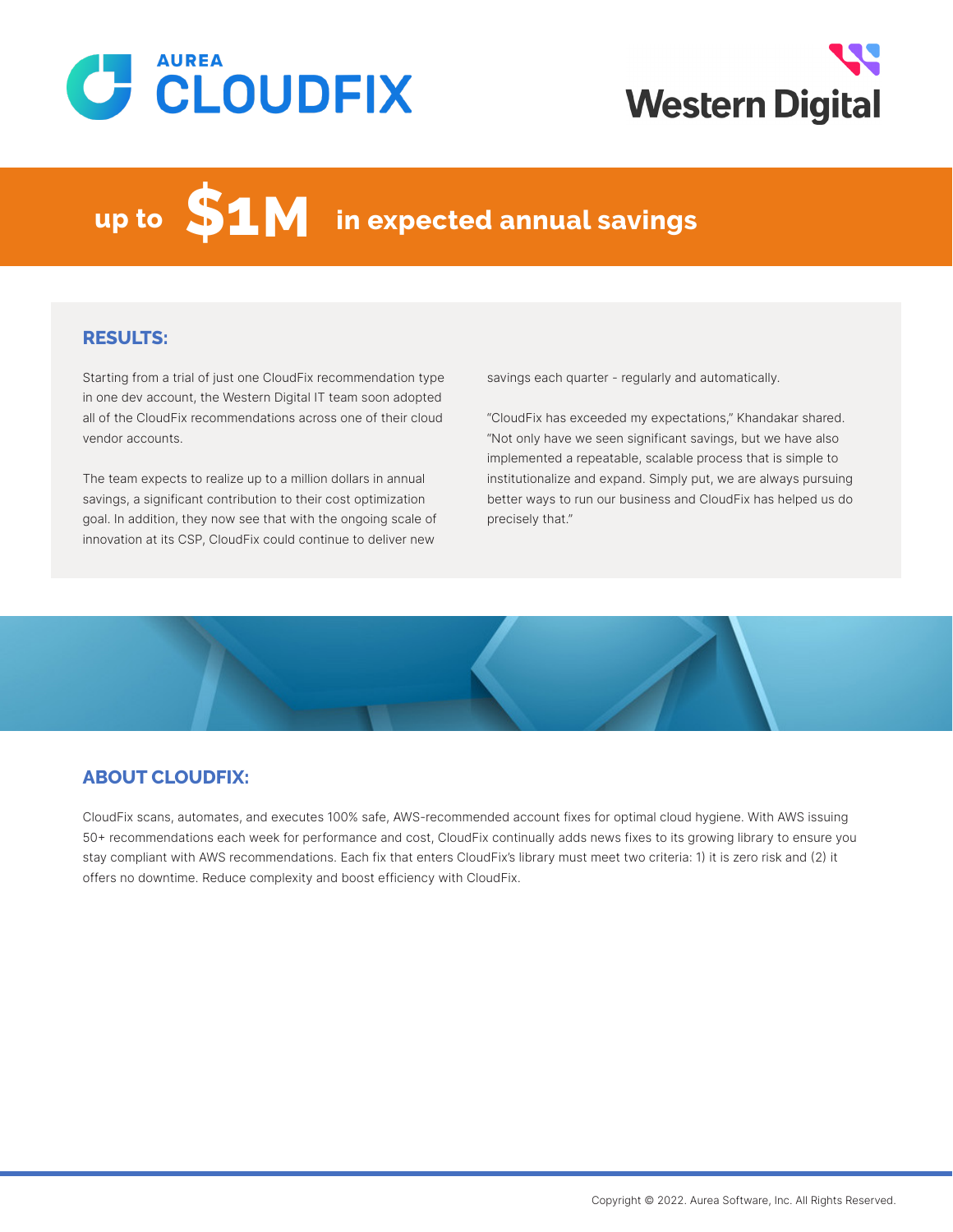AUREA CLOUDFIX

Western Digital

**up to $1M in expected annual savings**

## RESULTS:

Starting from a trial of just one CloudFix recommendation type in one dev account, the Western Digital IT team soon adopted all of the CloudFix recommendations across one of their cloud vendor accounts.

The team expects to realize up to a million dollars in annual savings, a significant contribution to their cost optimization goal. In addition, they now see that with the ongoing scale of innovation at its CSP, CloudFix could continue to deliver new savings each quarter - regularly and automatically.

"CloudFix has exceeded my expectations," Khandakar shared. "Not only have we seen significant savings, but we have also implemented a repeatable, scalable process that is simple to institutionalize and expand. Simply put, we are always pursuing better ways to run our business and CloudFix has helped us do precisely that."

## ABOUT CLOUDFIX:

CloudFix scans, automates, and executes 100% safe, AWS-recommended account fixes for optimal cloud hygiene. With AWS issuing 50+ recommendations each week for performance and cost, CloudFix continually adds news fixes to its growing library to ensure you stay compliant with AWS recommendations. Each fix that enters CloudFix's library must meet two criteria: 1) it is zero risk and (2) it offers no downtime. Reduce complexity and boost efficiency with CloudFix.

Copyright © 2022. Aurea Software, Inc. All Rights Reserved.